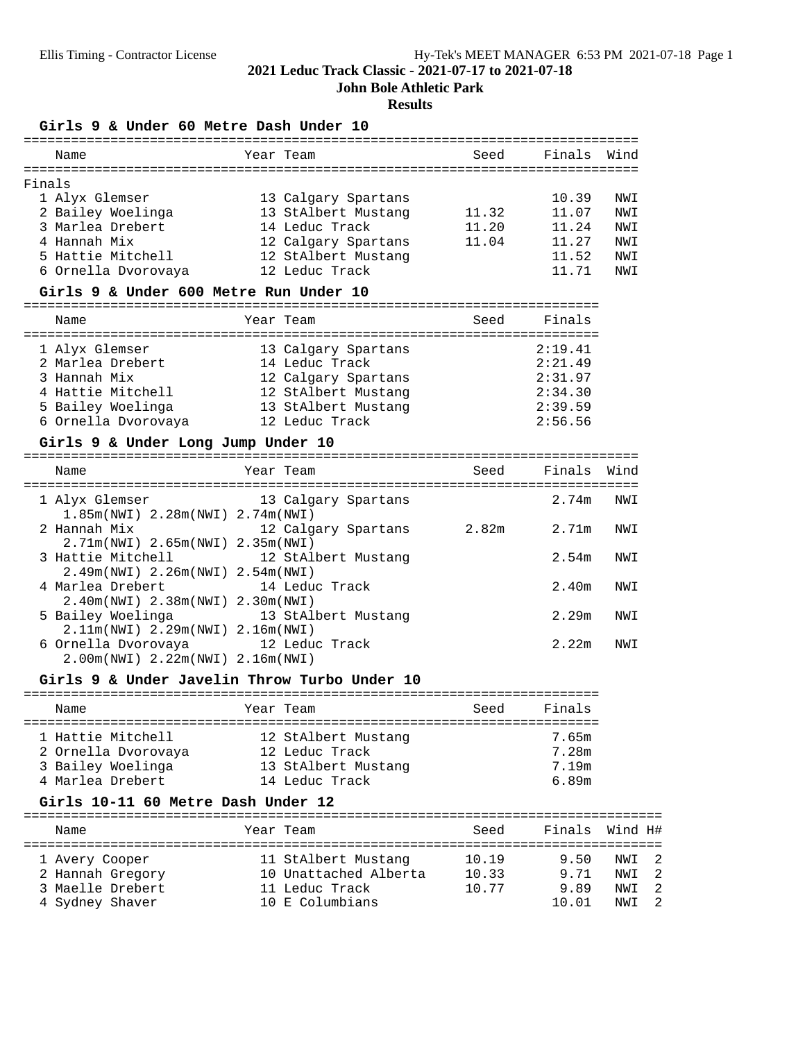# 2021 Leduc Track Classic - 2021-07-17 to 2021-07-18

## John Bole Athletic Park

### Results

#### Girls 9 & Under 60 Metre Dash Under 10

Finals

| | Name | Year | Team | Seed | Finals | Wind |
|---|---|---|---|---|---|---|
| 1 | Alyx Glemser | 13 | Calgary Spartans | | 10.39 | NWI |
| 2 | Bailey Woelinga | 13 | StAlbert Mustang | 11.32 | 11.07 | NWI |
| 3 | Marlea Drebert | 14 | Leduc Track | 11.20 | 11.24 | NWI |
| 4 | Hannah Mix | 12 | Calgary Spartans | 11.04 | 11.27 | NWI |
| 5 | Hattie Mitchell | 12 | StAlbert Mustang | | 11.52 | NWI |
| 6 | Ornella Dvorovaya | 12 | Leduc Track | | 11.71 | NWI |

#### Girls 9 & Under 600 Metre Run Under 10

| | Name | Year | Team | Seed | Finals |
|---|---|---|---|---|---|
| 1 | Alyx Glemser | 13 | Calgary Spartans | | 2:19.41 |
| 2 | Marlea Drebert | 14 | Leduc Track | | 2:21.49 |
| 3 | Hannah Mix | 12 | Calgary Spartans | | 2:31.97 |
| 4 | Hattie Mitchell | 12 | StAlbert Mustang | | 2:34.30 |
| 5 | Bailey Woelinga | 13 | StAlbert Mustang | | 2:39.59 |
| 6 | Ornella Dvorovaya | 12 | Leduc Track | | 2:56.56 |

#### Girls 9 & Under Long Jump Under 10

| | Name | Year | Team | Seed | Finals | Wind |
|---|---|---|---|---|---|---|
| 1 | Alyx Glemser | 13 | Calgary Spartans | | 2.74m | NWI |
| | 1.85m(NWI) 2.28m(NWI) 2.74m(NWI) | | | | | |
| 2 | Hannah Mix | 12 | Calgary Spartans | 2.82m | 2.71m | NWI |
| | 2.71m(NWI) 2.65m(NWI) 2.35m(NWI) | | | | | |
| 3 | Hattie Mitchell | 12 | StAlbert Mustang | | 2.54m | NWI |
| | 2.49m(NWI) 2.26m(NWI) 2.54m(NWI) | | | | | |
| 4 | Marlea Drebert | 14 | Leduc Track | | 2.40m | NWI |
| | 2.40m(NWI) 2.38m(NWI) 2.30m(NWI) | | | | | |
| 5 | Bailey Woelinga | 13 | StAlbert Mustang | | 2.29m | NWI |
| | 2.11m(NWI) 2.29m(NWI) 2.16m(NWI) | | | | | |
| 6 | Ornella Dvorovaya | 12 | Leduc Track | | 2.22m | NWI |
| | 2.00m(NWI) 2.22m(NWI) 2.16m(NWI) | | | | | |

#### Girls 9 & Under Javelin Throw Turbo Under 10

| | Name | Year | Team | Seed | Finals |
|---|---|---|---|---|---|
| 1 | Hattie Mitchell | 12 | StAlbert Mustang | | 7.65m |
| 2 | Ornella Dvorovaya | 12 | Leduc Track | | 7.28m |
| 3 | Bailey Woelinga | 13 | StAlbert Mustang | | 7.19m |
| 4 | Marlea Drebert | 14 | Leduc Track | | 6.89m |

#### Girls 10-11 60 Metre Dash Under 12

| | Name | Year | Team | Seed | Finals | Wind | H# |
|---|---|---|---|---|---|---|---|
| 1 | Avery Cooper | 11 | StAlbert Mustang | 10.19 | 9.50 | NWI | 2 |
| 2 | Hannah Gregory | 10 | Unattached Alberta | 10.33 | 9.71 | NWI | 2 |
| 3 | Maelle Drebert | 11 | Leduc Track | 10.77 | 9.89 | NWI | 2 |
| 4 | Sydney Shaver | 10 | E Columbians | | 10.01 | NWI | 2 |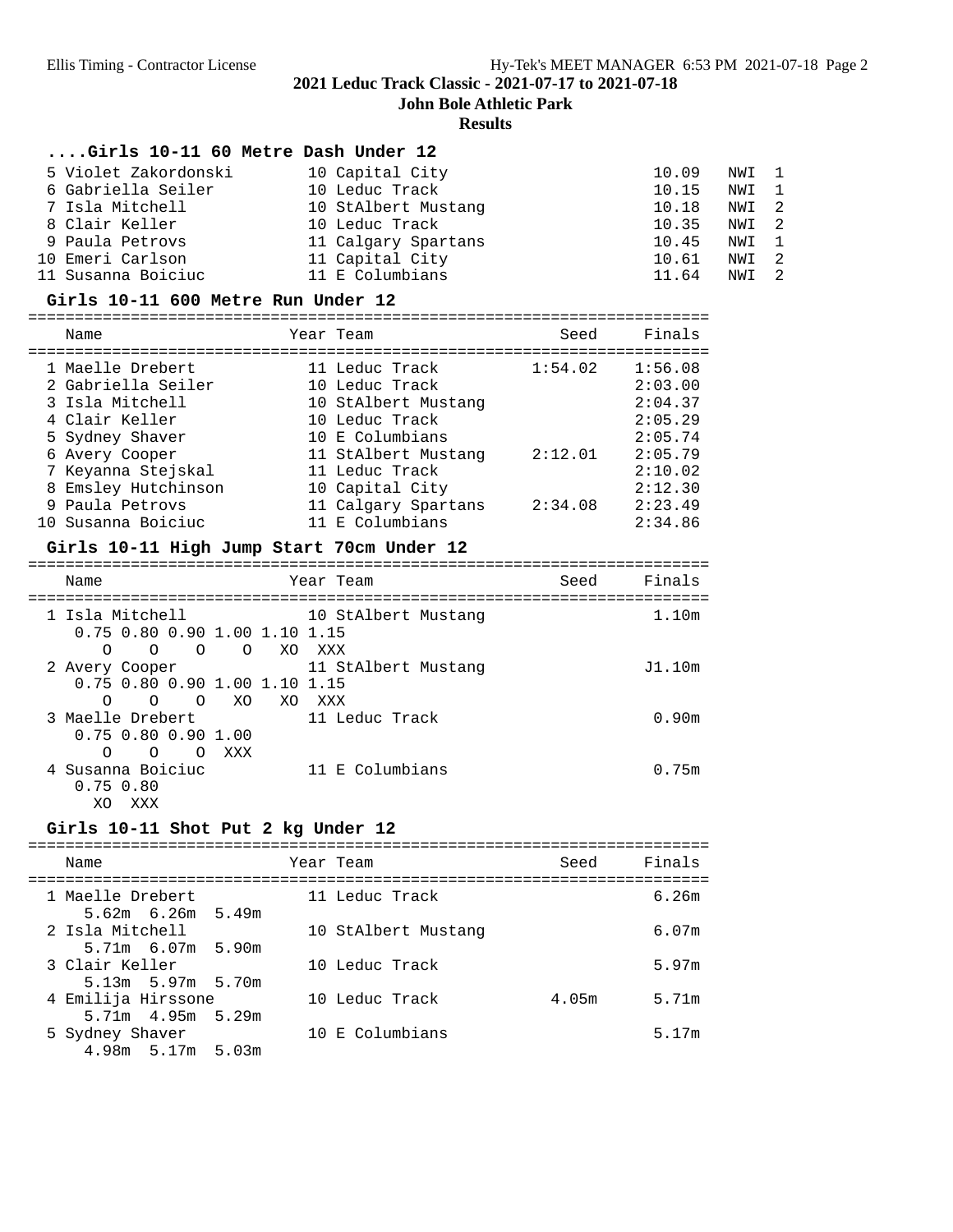## ....Girls 10-11 60 Metre Dash Under 12

| Place | Name | Year | Team | Finals | | Heat |
|---|---|---|---|---|---|---|
| 5 | Violet Zakordonski | 10 | Capital City | 10.09 | NWI | 1 |
| 6 | Gabriella Seiler | 10 | Leduc Track | 10.15 | NWI | 1 |
| 7 | Isla Mitchell | 10 | StAlbert Mustang | 10.18 | NWI | 2 |
| 8 | Clair Keller | 10 | Leduc Track | 10.35 | NWI | 2 |
| 9 | Paula Petrovs | 11 | Calgary Spartans | 10.45 | NWI | 1 |
| 10 | Emeri Carlson | 11 | Capital City | 10.61 | NWI | 2 |
| 11 | Susanna Boiciuc | 11 | E Columbians | 11.64 | NWI | 2 |

## Girls 10-11 600 Metre Run Under 12

| Place | Name | Year | Team | Seed | Finals |
|---|---|---|---|---|---|
| 1 | Maelle Drebert | 11 | Leduc Track | 1:54.02 | 1:56.08 |
| 2 | Gabriella Seiler | 10 | Leduc Track | | 2:03.00 |
| 3 | Isla Mitchell | 10 | StAlbert Mustang | | 2:04.37 |
| 4 | Clair Keller | 10 | Leduc Track | | 2:05.29 |
| 5 | Sydney Shaver | 10 | E Columbians | | 2:05.74 |
| 6 | Avery Cooper | 11 | StAlbert Mustang | 2:12.01 | 2:05.79 |
| 7 | Keyanna Stejskal | 11 | Leduc Track | | 2:10.02 |
| 8 | Emsley Hutchinson | 10 | Capital City | | 2:12.30 |
| 9 | Paula Petrovs | 11 | Calgary Spartans | 2:34.08 | 2:23.49 |
| 10 | Susanna Boiciuc | 11 | E Columbians | | 2:34.86 |

## Girls 10-11 High Jump Start 70cm Under 12

| Place | Name | Year | Team | Seed | Finals |
|---|---|---|---|---|---|
| 1 | Isla Mitchell | 10 | StAlbert Mustang | | 1.10m |
| | 0.75 0.80 0.90 1.00 1.10 1.15<br>O O O O XO XXX | | | | |
| 2 | Avery Cooper | 11 | StAlbert Mustang | | J1.10m |
| | 0.75 0.80 0.90 1.00 1.10 1.15<br>O O O XO XO XXX | | | | |
| 3 | Maelle Drebert | 11 | Leduc Track | | 0.90m |
| | 0.75 0.80 0.90 1.00<br>O O O XXX | | | | |
| 4 | Susanna Boiciuc | 11 | E Columbians | | 0.75m |
| | 0.75 0.80<br>XO XXX | | | | |

## Girls 10-11 Shot Put 2 kg Under 12

| Place | Name | Year | Team | Seed | Finals |
|---|---|---|---|---|---|
| 1 | Maelle Drebert | 11 | Leduc Track | | 6.26m |
| | 5.62m 6.26m 5.49m | | | | |
| 2 | Isla Mitchell | 10 | StAlbert Mustang | | 6.07m |
| | 5.71m 6.07m 5.90m | | | | |
| 3 | Clair Keller | 10 | Leduc Track | | 5.97m |
| | 5.13m 5.97m 5.70m | | | | |
| 4 | Emilija Hirssone | 10 | Leduc Track | 4.05m | 5.71m |
| | 5.71m 4.95m 5.29m | | | | |
| 5 | Sydney Shaver | 10 | E Columbians | | 5.17m |
| | 4.98m 5.17m 5.03m | | | | |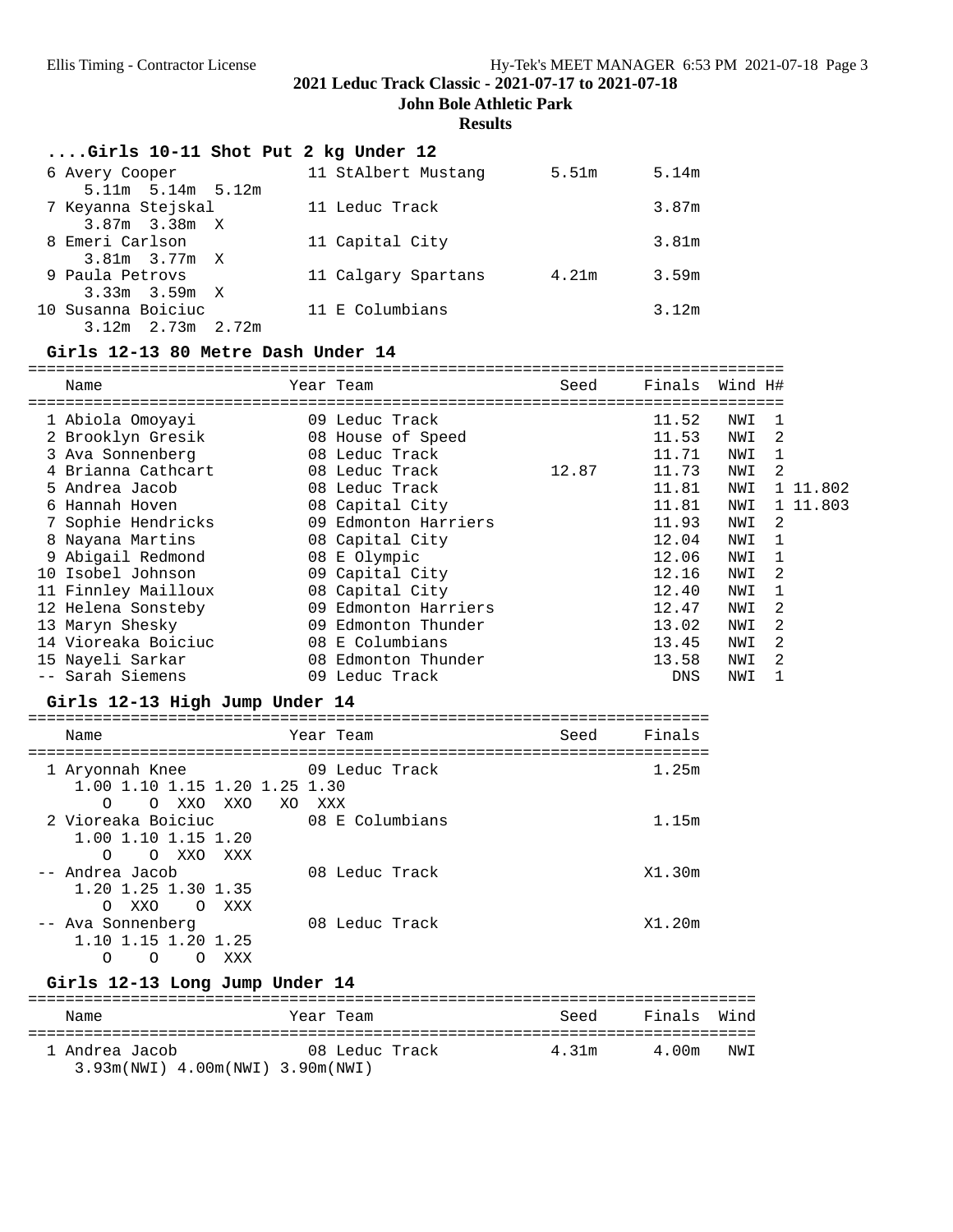## 2021 Leduc Track Classic - 2021-07-17 to 2021-07-18

**John Bole Athletic Park**

**Results**

### ....Girls 10-11 Shot Put 2 kg Under 12

| Place | Name | Year | Team | Seed | Finals |
|---|---|---|---|---|---|
| 6 | Avery Cooper | 11 | StAlbert Mustang | 5.51m | 5.14m |
| | 5.11m 5.14m 5.12m | | | | |
| 7 | Keyanna Stejskal | 11 | Leduc Track | | 3.87m |
| | 3.87m 3.38m X | | | | |
| 8 | Emeri Carlson | 11 | Capital City | | 3.81m |
| | 3.81m 3.77m X | | | | |
| 9 | Paula Petrovs | 11 | Calgary Spartans | 4.21m | 3.59m |
| | 3.33m 3.59m X | | | | |
| 10 | Susanna Boiciuc | 11 | E Columbians | | 3.12m |
| | 3.12m 2.73m 2.72m | | | | |

### Girls 12-13 80 Metre Dash Under 14

| Place | Name | Year | Team | Seed | Finals | Wind | H# | |
|---|---|---|---|---|---|---|---|---|
| 1 | Abiola Omoyayi | 09 | Leduc Track | | 11.52 | NWI | 1 | |
| 2 | Brooklyn Gresik | 08 | House of Speed | | 11.53 | NWI | 2 | |
| 3 | Ava Sonnenberg | 08 | Leduc Track | | 11.71 | NWI | 1 | |
| 4 | Brianna Cathcart | 08 | Leduc Track | 12.87 | 11.73 | NWI | 2 | |
| 5 | Andrea Jacob | 08 | Leduc Track | | 11.81 | NWI | 1 | 11.802 |
| 6 | Hannah Hoven | 08 | Capital City | | 11.81 | NWI | 1 | 11.803 |
| 7 | Sophie Hendricks | 09 | Edmonton Harriers | | 11.93 | NWI | 2 | |
| 8 | Nayana Martins | 08 | Capital City | | 12.04 | NWI | 1 | |
| 9 | Abigail Redmond | 08 | E Olympic | | 12.06 | NWI | 1 | |
| 10 | Isobel Johnson | 09 | Capital City | | 12.16 | NWI | 2 | |
| 11 | Finnley Mailloux | 08 | Capital City | | 12.40 | NWI | 1 | |
| 12 | Helena Sonsteby | 09 | Edmonton Harriers | | 12.47 | NWI | 2 | |
| 13 | Maryn Shesky | 09 | Edmonton Thunder | | 13.02 | NWI | 2 | |
| 14 | Vioreaka Boiciuc | 08 | E Columbians | | 13.45 | NWI | 2 | |
| 15 | Nayeli Sarkar | 08 | Edmonton Thunder | | 13.58 | NWI | 2 | |
| -- | Sarah Siemens | 09 | Leduc Track | | DNS | NWI | 1 | |

### Girls 12-13 High Jump Under 14

| Place | Name | Year | Team | Seed | Finals |
|---|---|---|---|---|---|
| 1 | Aryonnah Knee | 09 | Leduc Track | | 1.25m |
| | 1.00 1.10 1.15 1.20 1.25 1.30 | | | | |
| | O O XXO XXO XO XXX | | | | |
| 2 | Vioreaka Boiciuc | 08 | E Columbians | | 1.15m |
| | 1.00 1.10 1.15 1.20 | | | | |
| | O O XXO XXX | | | | |
| -- | Andrea Jacob | 08 | Leduc Track | | X1.30m |
| | 1.20 1.25 1.30 1.35 | | | | |
| | O XXO O XXX | | | | |
| -- | Ava Sonnenberg | 08 | Leduc Track | | X1.20m |
| | 1.10 1.15 1.20 1.25 | | | | |
| | O O O XXX | | | | |

### Girls 12-13 Long Jump Under 14

| Place | Name | Year | Team | Seed | Finals | Wind |
|---|---|---|---|---|---|---|
| 1 | Andrea Jacob | 08 | Leduc Track | 4.31m | 4.00m | NWI |
| | 3.93m(NWI) 4.00m(NWI) 3.90m(NWI) | | | | | |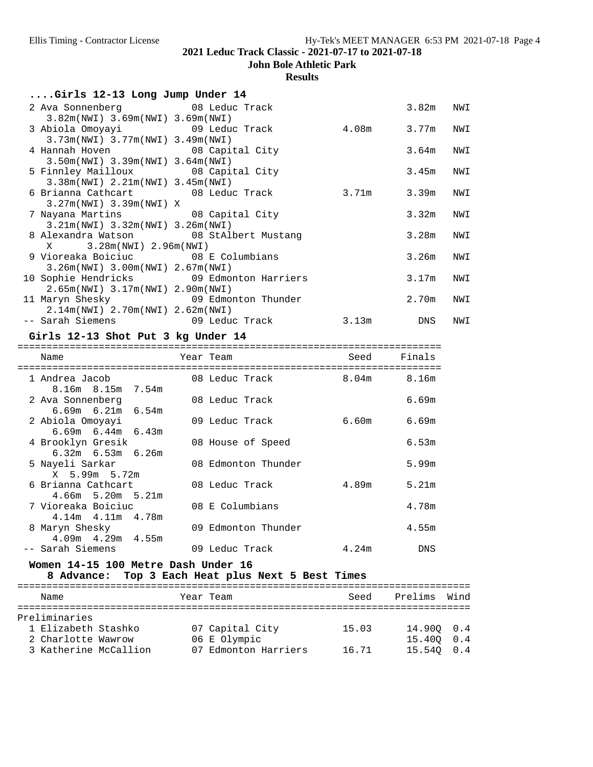## 2021 Leduc Track Classic - 2021-07-17 to 2021-07-18

### John Bole Athletic Park

### Results

#### ....Girls 12-13 Long Jump Under 14

| Place | Name | Year | Team | Seed | Finals | Wind |
|---|---|---|---|---|---|---|
| 2 | Ava Sonnenberg | 08 | Leduc Track | | 3.82m | NWI |
| | 3.82m(NWI) 3.69m(NWI) 3.69m(NWI) | | | | | |
| 3 | Abiola Omoyayi | 09 | Leduc Track | 4.08m | 3.77m | NWI |
| | 3.73m(NWI) 3.77m(NWI) 3.49m(NWI) | | | | | |
| 4 | Hannah Hoven | 08 | Capital City | | 3.64m | NWI |
| | 3.50m(NWI) 3.39m(NWI) 3.64m(NWI) | | | | | |
| 5 | Finnley Mailloux | 08 | Capital City | | 3.45m | NWI |
| | 3.38m(NWI) 2.21m(NWI) 3.45m(NWI) | | | | | |
| 6 | Brianna Cathcart | 08 | Leduc Track | 3.71m | 3.39m | NWI |
| | 3.27m(NWI) 3.39m(NWI) X | | | | | |
| 7 | Nayana Martins | 08 | Capital City | | 3.32m | NWI |
| | 3.21m(NWI) 3.32m(NWI) 3.26m(NWI) | | | | | |
| 8 | Alexandra Watson | 08 | StAlbert Mustang | | 3.28m | NWI |
| | X 3.28m(NWI) 2.96m(NWI) | | | | | |
| 9 | Vioreaka Boiciuc | 08 | E Columbians | | 3.26m | NWI |
| | 3.26m(NWI) 3.00m(NWI) 2.67m(NWI) | | | | | |
| 10 | Sophie Hendricks | 09 | Edmonton Harriers | | 3.17m | NWI |
| | 2.65m(NWI) 3.17m(NWI) 2.90m(NWI) | | | | | |
| 11 | Maryn Shesky | 09 | Edmonton Thunder | | 2.70m | NWI |
| | 2.14m(NWI) 2.70m(NWI) 2.62m(NWI) | | | | | |
| -- | Sarah Siemens | 09 | Leduc Track | 3.13m | DNS | NWI |

#### Girls 12-13 Shot Put 3 kg Under 14

| Place | Name | Year | Team | Seed | Finals |
|---|---|---|---|---|---|
| 1 | Andrea Jacob | 08 | Leduc Track | 8.04m | 8.16m |
| | 8.16m 8.15m 7.54m | | | | |
| 2 | Ava Sonnenberg | 08 | Leduc Track | | 6.69m |
| | 6.69m 6.21m 6.54m | | | | |
| 2 | Abiola Omoyayi | 09 | Leduc Track | 6.60m | 6.69m |
| | 6.69m 6.44m 6.43m | | | | |
| 4 | Brooklyn Gresik | 08 | House of Speed | | 6.53m |
| | 6.32m 6.53m 6.26m | | | | |
| 5 | Nayeli Sarkar | 08 | Edmonton Thunder | | 5.99m |
| | X 5.99m 5.72m | | | | |
| 6 | Brianna Cathcart | 08 | Leduc Track | 4.89m | 5.21m |
| | 4.66m 5.20m 5.21m | | | | |
| 7 | Vioreaka Boiciuc | 08 | E Columbians | | 4.78m |
| | 4.14m 4.11m 4.78m | | | | |
| 8 | Maryn Shesky | 09 | Edmonton Thunder | | 4.55m |
| | 4.09m 4.29m 4.55m | | | | |
| -- | Sarah Siemens | 09 | Leduc Track | 4.24m | DNS |

#### Women 14-15 100 Metre Dash Under 16

8 Advance: Top 3 Each Heat plus Next 5 Best Times

Preliminaries

| Place | Name | Year | Team | Seed | Prelims | Wind |
|---|---|---|---|---|---|---|
| 1 | Elizabeth Stashko | 07 | Capital City | 15.03 | 14.90Q | 0.4 |
| 2 | Charlotte Wawrow | 06 | E Olympic | | 15.40Q | 0.4 |
| 3 | Katherine McCallion | 07 | Edmonton Harriers | 16.71 | 15.54Q | 0.4 |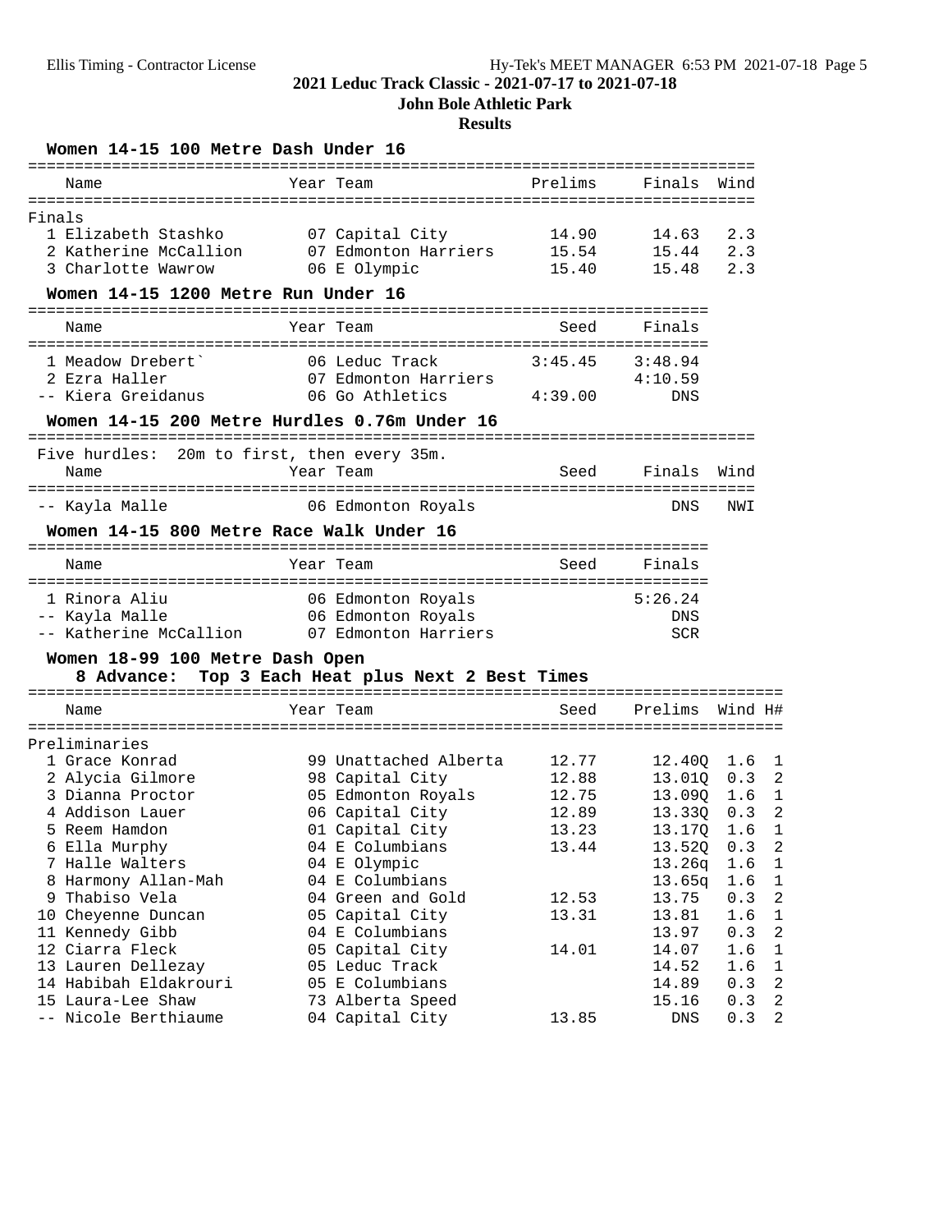# 2021 Leduc Track Classic - 2021-07-17 to 2021-07-18

## John Bole Athletic Park

### Results

#### Women 14-15 100 Metre Dash Under 16

| | Name | Year | Team | Prelims | Finals | Wind |
|---|---|---|---|---|---|---|
| **Finals** | | | | | | |
| 1 | Elizabeth Stashko | 07 | Capital City | 14.90 | 14.63 | 2.3 |
| 2 | Katherine McCallion | 07 | Edmonton Harriers | 15.54 | 15.44 | 2.3 |
| 3 | Charlotte Wawrow | 06 | E Olympic | 15.40 | 15.48 | 2.3 |

#### Women 14-15 1200 Metre Run Under 16

| | Name | Year | Team | Seed | Finals |
|---|---|---|---|---|---|
| 1 | Meadow Drebert` | 06 | Leduc Track | 3:45.45 | 3:48.94 |
| 2 | Ezra Haller | 07 | Edmonton Harriers | | 4:10.59 |
| -- | Kiera Greidanus | 06 | Go Athletics | 4:39.00 | DNS |

#### Women 14-15 200 Metre Hurdles 0.76m Under 16

Five hurdles: 20m to first, then every 35m.

| | Name | Year | Team | Seed | Finals | Wind |
|---|---|---|---|---|---|---|
| -- | Kayla Malle | 06 | Edmonton Royals | | DNS | NWI |

#### Women 14-15 800 Metre Race Walk Under 16

| | Name | Year | Team | Seed | Finals |
|---|---|---|---|---|---|
| 1 | Rinora Aliu | 06 | Edmonton Royals | | 5:26.24 |
| -- | Kayla Malle | 06 | Edmonton Royals | | DNS |
| -- | Katherine McCallion | 07 | Edmonton Harriers | | SCR |

#### Women 18-99 100 Metre Dash Open

8 Advance: Top 3 Each Heat plus Next 2 Best Times

| | Name | Year | Team | Seed | Prelims | Wind | H# |
|---|---|---|---|---|---|---|---|
| **Preliminaries** | | | | | | | |
| 1 | Grace Konrad | 99 | Unattached Alberta | 12.77 | 12.40Q | 1.6 | 1 |
| 2 | Alycia Gilmore | 98 | Capital City | 12.88 | 13.01Q | 0.3 | 2 |
| 3 | Dianna Proctor | 05 | Edmonton Royals | 12.75 | 13.09Q | 1.6 | 1 |
| 4 | Addison Lauer | 06 | Capital City | 12.89 | 13.33Q | 0.3 | 2 |
| 5 | Reem Hamdon | 01 | Capital City | 13.23 | 13.17Q | 1.6 | 1 |
| 6 | Ella Murphy | 04 | E Columbians | 13.44 | 13.52Q | 0.3 | 2 |
| 7 | Halle Walters | 04 | E Olympic | | 13.26q | 1.6 | 1 |
| 8 | Harmony Allan-Mah | 04 | E Columbians | | 13.65q | 1.6 | 1 |
| 9 | Thabiso Vela | 04 | Green and Gold | 12.53 | 13.75 | 0.3 | 2 |
| 10 | Cheyenne Duncan | 05 | Capital City | 13.31 | 13.81 | 1.6 | 1 |
| 11 | Kennedy Gibb | 04 | E Columbians | | 13.97 | 0.3 | 2 |
| 12 | Ciarra Fleck | 05 | Capital City | 14.01 | 14.07 | 1.6 | 1 |
| 13 | Lauren Dellezay | 05 | Leduc Track | | 14.52 | 1.6 | 1 |
| 14 | Habibah Eldakrouri | 05 | E Columbians | | 14.89 | 0.3 | 2 |
| 15 | Laura-Lee Shaw | 73 | Alberta Speed | | 15.16 | 0.3 | 2 |
| -- | Nicole Berthiaume | 04 | Capital City | 13.85 | DNS | 0.3 | 2 |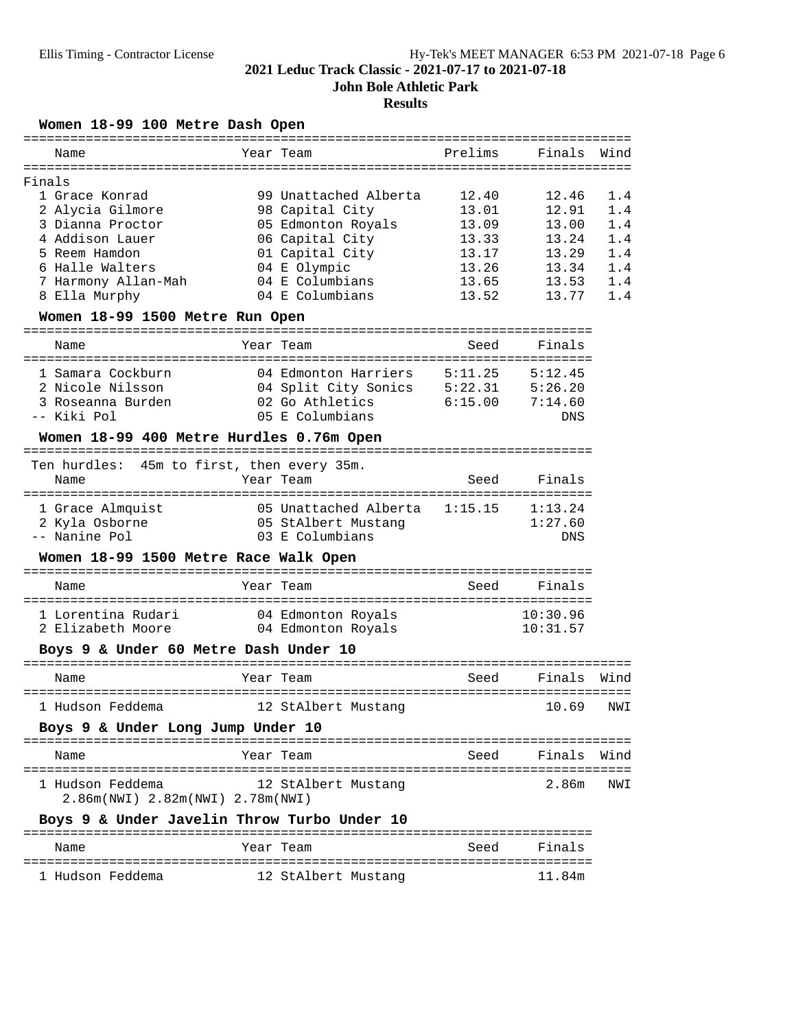# 2021 Leduc Track Classic - 2021-07-17 to 2021-07-18

## John Bole Athletic Park

### Results

#### Women 18-99 100 Metre Dash Open

Finals

| Place | Name | Year | Team | Prelims | Finals | Wind |
|---|---|---|---|---|---|---|
| 1 | Grace Konrad | 99 | Unattached Alberta | 12.40 | 12.46 | 1.4 |
| 2 | Alycia Gilmore | 98 | Capital City | 13.01 | 12.91 | 1.4 |
| 3 | Dianna Proctor | 05 | Edmonton Royals | 13.09 | 13.00 | 1.4 |
| 4 | Addison Lauer | 06 | Capital City | 13.33 | 13.24 | 1.4 |
| 5 | Reem Hamdon | 01 | Capital City | 13.17 | 13.29 | 1.4 |
| 6 | Halle Walters | 04 | E Olympic | 13.26 | 13.34 | 1.4 |
| 7 | Harmony Allan-Mah | 04 | E Columbians | 13.65 | 13.53 | 1.4 |
| 8 | Ella Murphy | 04 | E Columbians | 13.52 | 13.77 | 1.4 |

#### Women 18-99 1500 Metre Run Open

| Place | Name | Year | Team | Seed | Finals |
|---|---|---|---|---|---|
| 1 | Samara Cockburn | 04 | Edmonton Harriers | 5:11.25 | 5:12.45 |
| 2 | Nicole Nilsson | 04 | Split City Sonics | 5:22.31 | 5:26.20 |
| 3 | Roseanna Burden | 02 | Go Athletics | 6:15.00 | 7:14.60 |
| -- | Kiki Pol | 05 | E Columbians | | DNS |

#### Women 18-99 400 Metre Hurdles 0.76m Open

Ten hurdles: 45m to first, then every 35m.

| Place | Name | Year | Team | Seed | Finals |
|---|---|---|---|---|---|
| 1 | Grace Almquist | 05 | Unattached Alberta | 1:15.15 | 1:13.24 |
| 2 | Kyla Osborne | 05 | StAlbert Mustang | | 1:27.60 |
| -- | Nanine Pol | 03 | E Columbians | | DNS |

#### Women 18-99 1500 Metre Race Walk Open

| Place | Name | Year | Team | Seed | Finals |
|---|---|---|---|---|---|
| 1 | Lorentina Rudari | 04 | Edmonton Royals | | 10:30.96 |
| 2 | Elizabeth Moore | 04 | Edmonton Royals | | 10:31.57 |

#### Boys 9 & Under 60 Metre Dash Under 10

| Place | Name | Year | Team | Seed | Finals | Wind |
|---|---|---|---|---|---|---|
| 1 | Hudson Feddema | 12 | StAlbert Mustang | | 10.69 | NWI |

#### Boys 9 & Under Long Jump Under 10

| Place | Name | Year | Team | Seed | Finals | Wind |
|---|---|---|---|---|---|---|
| 1 | Hudson Feddema | 12 | StAlbert Mustang | | 2.86m | NWI |

2.86m(NWI) 2.82m(NWI) 2.78m(NWI)

#### Boys 9 & Under Javelin Throw Turbo Under 10

| Place | Name | Year | Team | Seed | Finals |
|---|---|---|---|---|---|
| 1 | Hudson Feddema | 12 | StAlbert Mustang | | 11.84m |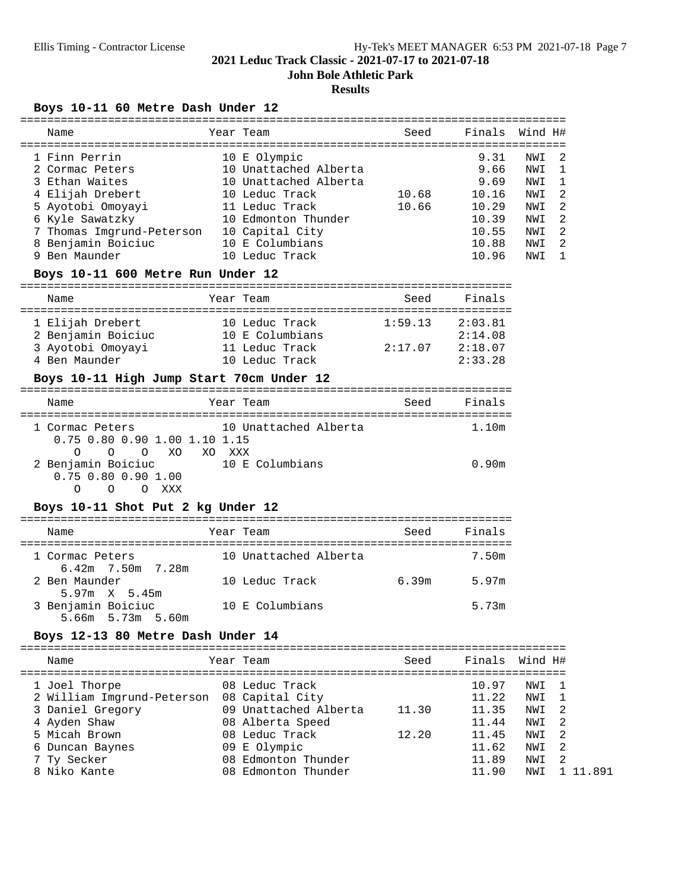## 2021 Leduc Track Classic - 2021-07-17 to 2021-07-18

**John Bole Athletic Park**

**Results**

### Boys 10-11 60 Metre Dash Under 12

| Place | Name | Year | Team | Seed | Finals | Wind | H# |
|---|---|---|---|---|---|---|---|
| 1 | Finn Perrin | 10 | E Olympic | | 9.31 | NWI | 2 |
| 2 | Cormac Peters | 10 | Unattached Alberta | | 9.66 | NWI | 1 |
| 3 | Ethan Waites | 10 | Unattached Alberta | | 9.69 | NWI | 1 |
| 4 | Elijah Drebert | 10 | Leduc Track | 10.68 | 10.16 | NWI | 2 |
| 5 | Ayotobi Omoyayi | 11 | Leduc Track | 10.66 | 10.29 | NWI | 2 |
| 6 | Kyle Sawatzky | 10 | Edmonton Thunder | | 10.39 | NWI | 2 |
| 7 | Thomas Imgrund-Peterson | 10 | Capital City | | 10.55 | NWI | 2 |
| 8 | Benjamin Boiciuc | 10 | E Columbians | | 10.88 | NWI | 2 |
| 9 | Ben Maunder | 10 | Leduc Track | | 10.96 | NWI | 1 |

### Boys 10-11 600 Metre Run Under 12

| Place | Name | Year | Team | Seed | Finals |
|---|---|---|---|---|---|
| 1 | Elijah Drebert | 10 | Leduc Track | 1:59.13 | 2:03.81 |
| 2 | Benjamin Boiciuc | 10 | E Columbians | | 2:14.08 |
| 3 | Ayotobi Omoyayi | 11 | Leduc Track | 2:17.07 | 2:18.07 |
| 4 | Ben Maunder | 10 | Leduc Track | | 2:33.28 |

### Boys 10-11 High Jump Start 70cm Under 12

| Place | Name | Year | Team | Seed | Finals |
|---|---|---|---|---|---|
| 1 | Cormac Peters | 10 | Unattached Alberta | | 1.10m |
| | 0.75 0.80 0.90 1.00 1.10 1.15<br>O O O XO XO XXX | | | | |
| 2 | Benjamin Boiciuc | 10 | E Columbians | | 0.90m |
| | 0.75 0.80 0.90 1.00<br>O O O XXX | | | | |

### Boys 10-11 Shot Put 2 kg Under 12

| Place | Name | Year | Team | Seed | Finals |
|---|---|---|---|---|---|
| 1 | Cormac Peters | 10 | Unattached Alberta | | 7.50m |
| | 6.42m 7.50m 7.28m | | | | |
| 2 | Ben Maunder | 10 | Leduc Track | 6.39m | 5.97m |
| | 5.97m X 5.45m | | | | |
| 3 | Benjamin Boiciuc | 10 | E Columbians | | 5.73m |
| | 5.66m 5.73m 5.60m | | | | |

### Boys 12-13 80 Metre Dash Under 14

| Place | Name | Year | Team | Seed | Finals | Wind | H# | |
|---|---|---|---|---|---|---|---|---|
| 1 | Joel Thorpe | 08 | Leduc Track | | 10.97 | NWI | 1 | |
| 2 | William Imgrund-Peterson | 08 | Capital City | | 11.22 | NWI | 1 | |
| 3 | Daniel Gregory | 09 | Unattached Alberta | 11.30 | 11.35 | NWI | 2 | |
| 4 | Ayden Shaw | 08 | Alberta Speed | | 11.44 | NWI | 2 | |
| 5 | Micah Brown | 08 | Leduc Track | 12.20 | 11.45 | NWI | 2 | |
| 6 | Duncan Baynes | 09 | E Olympic | | 11.62 | NWI | 2 | |
| 7 | Ty Secker | 08 | Edmonton Thunder | | 11.89 | NWI | 2 | |
| 8 | Niko Kante | 08 | Edmonton Thunder | | 11.90 | NWI | 1 | 11.891 |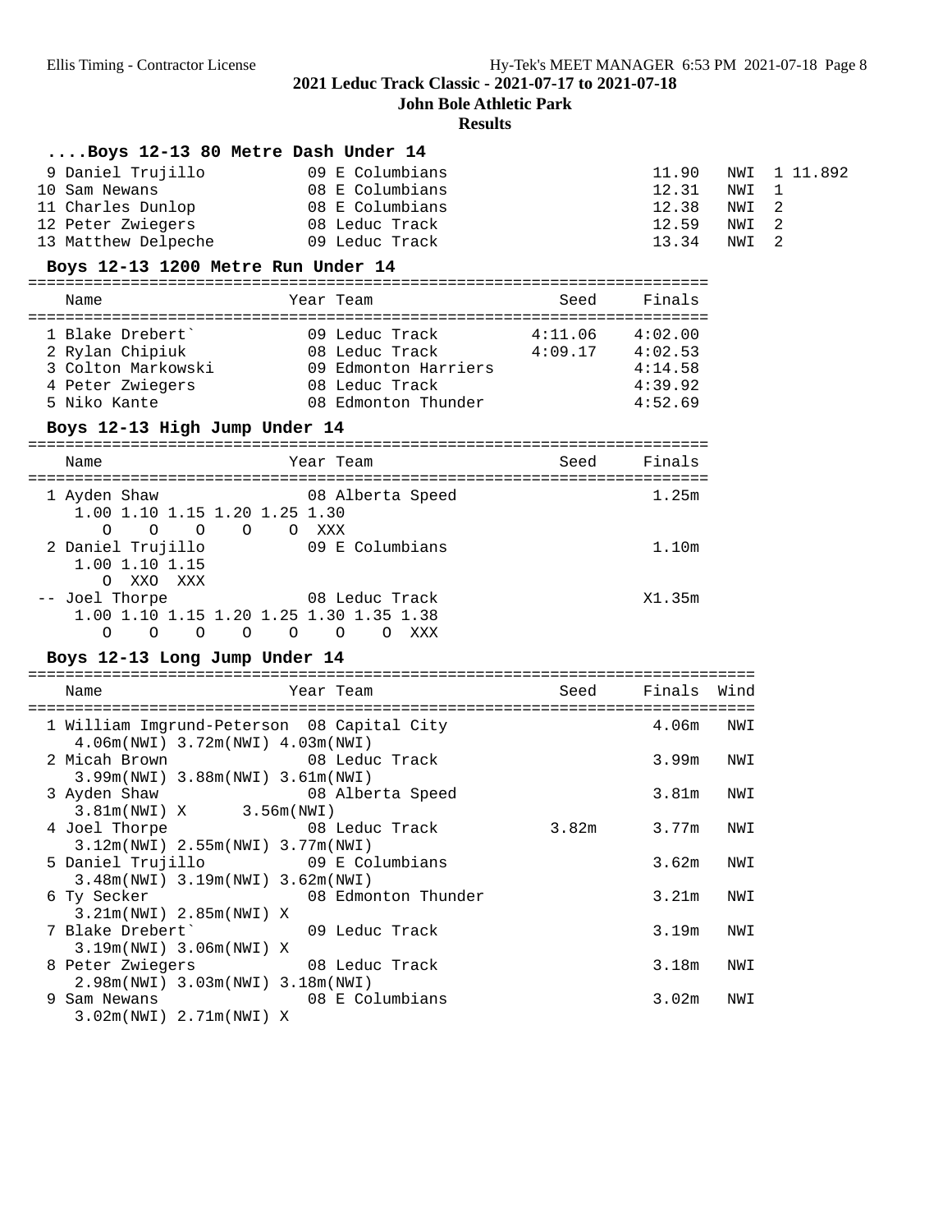# 2021 Leduc Track Classic - 2021-07-17 to 2021-07-18

## John Bole Athletic Park

### Results

#### ....Boys 12-13 80 Metre Dash Under 14

| Place | Name | Year | Team | Finals | Wind | Heat | |
|---|---|---|---|---|---|---|---|
| 9 | Daniel Trujillo | 09 | E Columbians | 11.90 | NWI | 1 | 11.892 |
| 10 | Sam Newans | 08 | E Columbians | 12.31 | NWI | 1 | |
| 11 | Charles Dunlop | 08 | E Columbians | 12.38 | NWI | 2 | |
| 12 | Peter Zwiegers | 08 | Leduc Track | 12.59 | NWI | 2 | |
| 13 | Matthew Delpeche | 09 | Leduc Track | 13.34 | NWI | 2 | |

#### Boys 12-13 1200 Metre Run Under 14

| Place | Name | Year | Team | Seed | Finals |
|---|---|---|---|---|---|
| 1 | Blake Drebert` | 09 | Leduc Track | 4:11.06 | 4:02.00 |
| 2 | Rylan Chipiuk | 08 | Leduc Track | 4:09.17 | 4:02.53 |
| 3 | Colton Markowski | 09 | Edmonton Harriers | | 4:14.58 |
| 4 | Peter Zwiegers | 08 | Leduc Track | | 4:39.92 |
| 5 | Niko Kante | 08 | Edmonton Thunder | | 4:52.69 |

#### Boys 12-13 High Jump Under 14

| Place | Name | Year | Team | Seed | Finals |
|---|---|---|---|---|---|
| 1 | Ayden Shaw | 08 | Alberta Speed | | 1.25m |
| | 1.00 1.10 1.15 1.20 1.25 1.30<br>O O O O O XXX | | | | |
| 2 | Daniel Trujillo | 09 | E Columbians | | 1.10m |
| | 1.00 1.10 1.15<br>O XXO XXX | | | | |
| -- | Joel Thorpe | 08 | Leduc Track | | X1.35m |
| | 1.00 1.10 1.15 1.20 1.25 1.30 1.35 1.38<br>O O O O O O O XXX | | | | |

#### Boys 12-13 Long Jump Under 14

| Place | Name | Year | Team | Seed | Finals | Wind |
|---|---|---|---|---|---|---|
| 1 | William Imgrund-Peterson | 08 | Capital City | | 4.06m | NWI |
| | 4.06m(NWI) 3.72m(NWI) 4.03m(NWI) | | | | | |
| 2 | Micah Brown | 08 | Leduc Track | | 3.99m | NWI |
| | 3.99m(NWI) 3.88m(NWI) 3.61m(NWI) | | | | | |
| 3 | Ayden Shaw | 08 | Alberta Speed | | 3.81m | NWI |
| | 3.81m(NWI) X 3.56m(NWI) | | | | | |
| 4 | Joel Thorpe | 08 | Leduc Track | 3.82m | 3.77m | NWI |
| | 3.12m(NWI) 2.55m(NWI) 3.77m(NWI) | | | | | |
| 5 | Daniel Trujillo | 09 | E Columbians | | 3.62m | NWI |
| | 3.48m(NWI) 3.19m(NWI) 3.62m(NWI) | | | | | |
| 6 | Ty Secker | 08 | Edmonton Thunder | | 3.21m | NWI |
| | 3.21m(NWI) 2.85m(NWI) X | | | | | |
| 7 | Blake Drebert` | 09 | Leduc Track | | 3.19m | NWI |
| | 3.19m(NWI) 3.06m(NWI) X | | | | | |
| 8 | Peter Zwiegers | 08 | Leduc Track | | 3.18m | NWI |
| | 2.98m(NWI) 3.03m(NWI) 3.18m(NWI) | | | | | |
| 9 | Sam Newans | 08 | E Columbians | | 3.02m | NWI |
| | 3.02m(NWI) 2.71m(NWI) X | | | | | |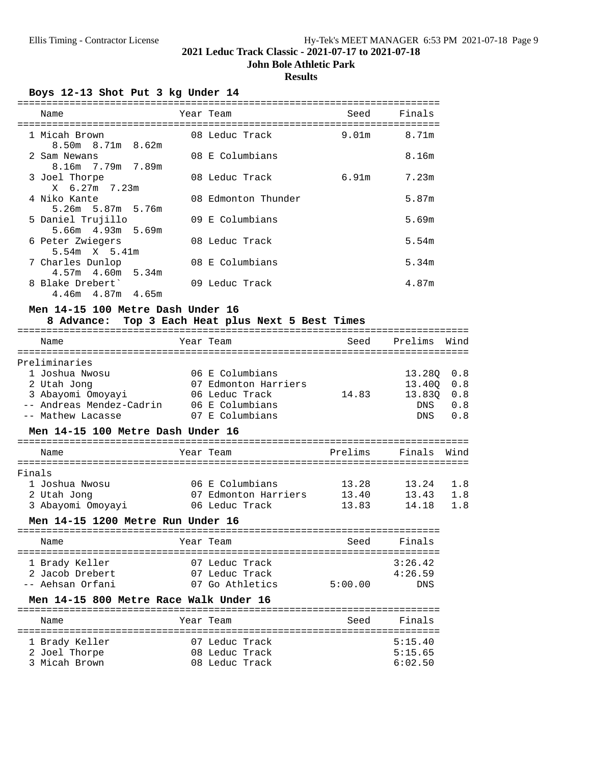## 2021 Leduc Track Classic - 2021-07-17 to 2021-07-18

**John Bole Athletic Park**

**Results**

### Boys 12-13 Shot Put 3 kg Under 14

| Place | Name | Year | Team | Seed | Finals |
|---|---|---|---|---|---|
| 1 | Micah Brown | 08 | Leduc Track | 9.01m | 8.71m |
| | 8.50m 8.71m 8.62m | | | | |
| 2 | Sam Newans | 08 | E Columbians | | 8.16m |
| | 8.16m 7.79m 7.89m | | | | |
| 3 | Joel Thorpe | 08 | Leduc Track | 6.91m | 7.23m |
| | X 6.27m 7.23m | | | | |
| 4 | Niko Kante | 08 | Edmonton Thunder | | 5.87m |
| | 5.26m 5.87m 5.76m | | | | |
| 5 | Daniel Trujillo | 09 | E Columbians | | 5.69m |
| | 5.66m 4.93m 5.69m | | | | |
| 6 | Peter Zwiegers | 08 | Leduc Track | | 5.54m |
| | 5.54m X 5.41m | | | | |
| 7 | Charles Dunlop | 08 | E Columbians | | 5.34m |
| | 4.57m 4.60m 5.34m | | | | |
| 8 | Blake Drebert` | 09 | Leduc Track | | 4.87m |
| | 4.46m 4.87m 4.65m | | | | |

### Men 14-15 100 Metre Dash Under 16

8 Advance: Top 3 Each Heat plus Next 5 Best Times

**Preliminaries**

| Place | Name | Year | Team | Seed | Prelims | Wind |
|---|---|---|---|---|---|---|
| 1 | Joshua Nwosu | 06 | E Columbians | | 13.28Q | 0.8 |
| 2 | Utah Jong | 07 | Edmonton Harriers | | 13.40Q | 0.8 |
| 3 | Abayomi Omoyayi | 06 | Leduc Track | 14.83 | 13.83Q | 0.8 |
| -- | Andreas Mendez-Cadrin | 06 | E Columbians | | DNS | 0.8 |
| -- | Mathew Lacasse | 07 | E Columbians | | DNS | 0.8 |

### Men 14-15 100 Metre Dash Under 16

**Finals**

| Place | Name | Year | Team | Prelims | Finals | Wind |
|---|---|---|---|---|---|---|
| 1 | Joshua Nwosu | 06 | E Columbians | 13.28 | 13.24 | 1.8 |
| 2 | Utah Jong | 07 | Edmonton Harriers | 13.40 | 13.43 | 1.8 |
| 3 | Abayomi Omoyayi | 06 | Leduc Track | 13.83 | 14.18 | 1.8 |

### Men 14-15 1200 Metre Run Under 16

| Place | Name | Year | Team | Seed | Finals |
|---|---|---|---|---|---|
| 1 | Brady Keller | 07 | Leduc Track | | 3:26.42 |
| 2 | Jacob Drebert | 07 | Leduc Track | | 4:26.59 |
| -- | Aehsan Orfani | 07 | Go Athletics | 5:00.00 | DNS |

### Men 14-15 800 Metre Race Walk Under 16

| Place | Name | Year | Team | Seed | Finals |
|---|---|---|---|---|---|
| 1 | Brady Keller | 07 | Leduc Track | | 5:15.40 |
| 2 | Joel Thorpe | 08 | Leduc Track | | 5:15.65 |
| 3 | Micah Brown | 08 | Leduc Track | | 6:02.50 |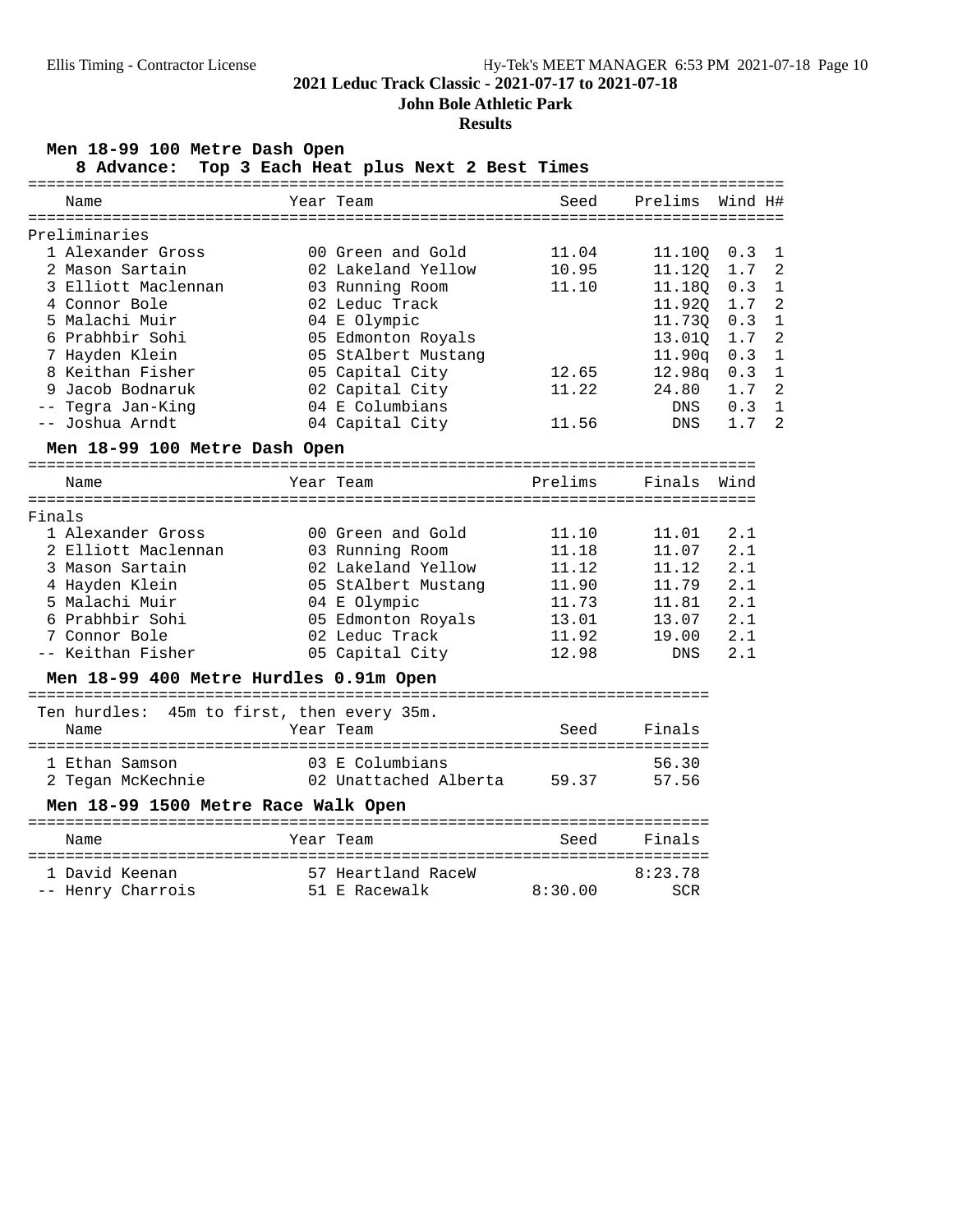**2021 Leduc Track Classic - 2021-07-17 to 2021-07-18**

**John Bole Athletic Park**

**Results**

### Men 18-99 100 Metre Dash Open

**8 Advance: Top 3 Each Heat plus Next 2 Best Times**

| Name | Year | Team | Seed | Prelims | Wind | H# |
|---|---|---|---|---|---|---|
| **Preliminaries** | | | | | | |
| 1 Alexander Gross | 00 | Green and Gold | 11.04 | 11.10Q | 0.3 | 1 |
| 2 Mason Sartain | 02 | Lakeland Yellow | 10.95 | 11.12Q | 1.7 | 2 |
| 3 Elliott Maclennan | 03 | Running Room | 11.10 | 11.18Q | 0.3 | 1 |
| 4 Connor Bole | 02 | Leduc Track | | 11.92Q | 1.7 | 2 |
| 5 Malachi Muir | 04 | E Olympic | | 11.73Q | 0.3 | 1 |
| 6 Prabhbir Sohi | 05 | Edmonton Royals | | 13.01Q | 1.7 | 2 |
| 7 Hayden Klein | 05 | StAlbert Mustang | | 11.90q | 0.3 | 1 |
| 8 Keithan Fisher | 05 | Capital City | 12.65 | 12.98q | 0.3 | 1 |
| 9 Jacob Bodnaruk | 02 | Capital City | 11.22 | 24.80 | 1.7 | 2 |
| -- Tegra Jan-King | 04 | E Columbians | | DNS | 0.3 | 1 |
| -- Joshua Arndt | 04 | Capital City | 11.56 | DNS | 1.7 | 2 |

### Men 18-99 100 Metre Dash Open

| Name | Year | Team | Prelims | Finals | Wind |
|---|---|---|---|---|---|
| **Finals** | | | | | |
| 1 Alexander Gross | 00 | Green and Gold | 11.10 | 11.01 | 2.1 |
| 2 Elliott Maclennan | 03 | Running Room | 11.18 | 11.07 | 2.1 |
| 3 Mason Sartain | 02 | Lakeland Yellow | 11.12 | 11.12 | 2.1 |
| 4 Hayden Klein | 05 | StAlbert Mustang | 11.90 | 11.79 | 2.1 |
| 5 Malachi Muir | 04 | E Olympic | 11.73 | 11.81 | 2.1 |
| 6 Prabhbir Sohi | 05 | Edmonton Royals | 13.01 | 13.07 | 2.1 |
| 7 Connor Bole | 02 | Leduc Track | 11.92 | 19.00 | 2.1 |
| -- Keithan Fisher | 05 | Capital City | 12.98 | DNS | 2.1 |

### Men 18-99 400 Metre Hurdles 0.91m Open

Ten hurdles: 45m to first, then every 35m.

| Name | Year | Team | Seed | Finals |
|---|---|---|---|---|
| 1 Ethan Samson | 03 | E Columbians | | 56.30 |
| 2 Tegan McKechnie | 02 | Unattached Alberta | 59.37 | 57.56 |

### Men 18-99 1500 Metre Race Walk Open

| Name | Year | Team | Seed | Finals |
|---|---|---|---|---|
| 1 David Keenan | 57 | Heartland RaceW | | 8:23.78 |
| -- Henry Charrois | 51 | E Racewalk | 8:30.00 | SCR |